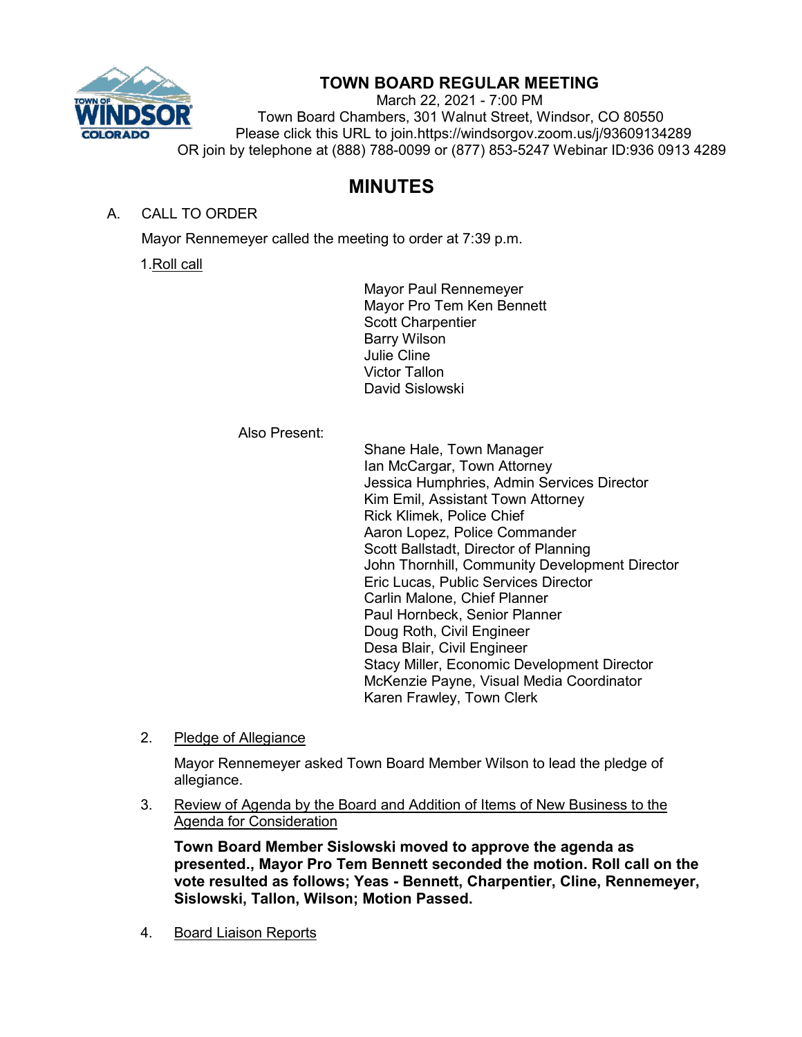# TOWN BOARD REGULAR MEETING

March 22, 2021 - 7:00 PM
Town Board Chambers, 301 Walnut Street, Windsor, CO 80550
Please click this URL to join.https://windsorgov.zoom.us/j/93609134289
OR join by telephone at (888) 788-0099 or (877) 853-5247 Webinar ID:936 0913 4289

## MINUTES

A. CALL TO ORDER

Mayor Rennemeyer called the meeting to order at 7:39 p.m.

1. Roll call

Mayor Paul Rennemeyer
Mayor Pro Tem Ken Bennett
Scott Charpentier
Barry Wilson
Julie Cline
Victor Tallon
David Sislowski

Also Present:

Shane Hale, Town Manager
Ian McCargar, Town Attorney
Jessica Humphries, Admin Services Director
Kim Emil, Assistant Town Attorney
Rick Klimek, Police Chief
Aaron Lopez, Police Commander
Scott Ballstadt, Director of Planning
John Thornhill, Community Development Director
Eric Lucas, Public Services Director
Carlin Malone, Chief Planner
Paul Hornbeck, Senior Planner
Doug Roth, Civil Engineer
Desa Blair, Civil Engineer
Stacy Miller, Economic Development Director
McKenzie Payne, Visual Media Coordinator
Karen Frawley, Town Clerk

2. Pledge of Allegiance

Mayor Rennemeyer asked Town Board Member Wilson to lead the pledge of allegiance.

3. Review of Agenda by the Board and Addition of Items of New Business to the Agenda for Consideration

**Town Board Member Sislowski moved to approve the agenda as presented., Mayor Pro Tem Bennett seconded the motion. Roll call on the vote resulted as follows; Yeas - Bennett, Charpentier, Cline, Rennemeyer, Sislowski, Tallon, Wilson; Motion Passed.**

4. Board Liaison Reports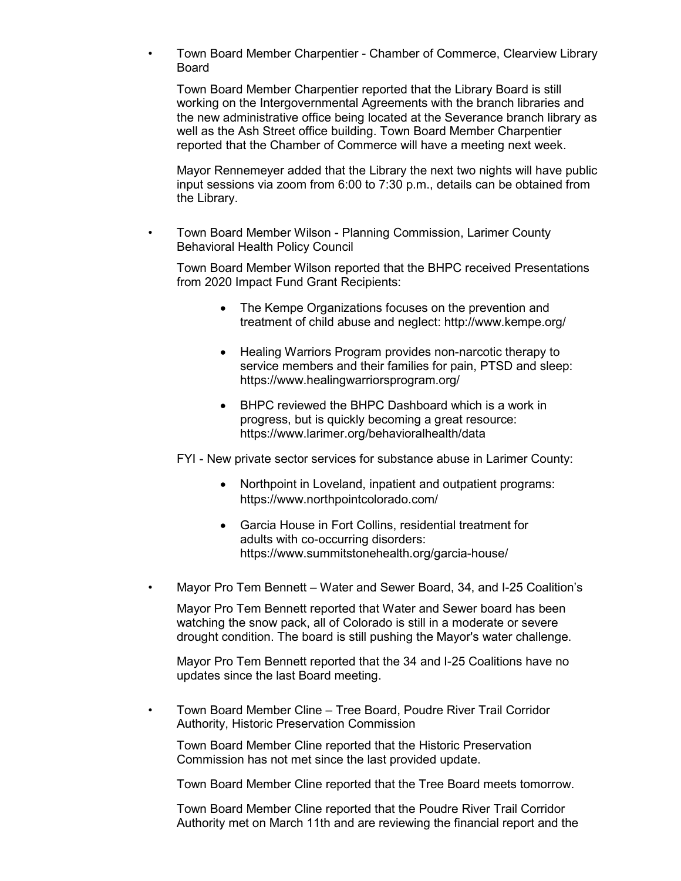- Town Board Member Charpentier - Chamber of Commerce, Clearview Library Board

  Town Board Member Charpentier reported that the Library Board is still working on the Intergovernmental Agreements with the branch libraries and the new administrative office being located at the Severance branch library as well as the Ash Street office building. Town Board Member Charpentier reported that the Chamber of Commerce will have a meeting next week.

  Mayor Rennemeyer added that the Library the next two nights will have public input sessions via zoom from 6:00 to 7:30 p.m., details can be obtained from the Library.

- Town Board Member Wilson - Planning Commission, Larimer County Behavioral Health Policy Council

  Town Board Member Wilson reported that the BHPC received Presentations from 2020 Impact Fund Grant Recipients:

  - The Kempe Organizations focuses on the prevention and treatment of child abuse and neglect: http://www.kempe.org/
  - Healing Warriors Program provides non-narcotic therapy to service members and their families for pain, PTSD and sleep: https://www.healingwarriorsprogram.org/
  - BHPC reviewed the BHPC Dashboard which is a work in progress, but is quickly becoming a great resource: https://www.larimer.org/behavioralhealth/data

  FYI - New private sector services for substance abuse in Larimer County:

  - Northpoint in Loveland, inpatient and outpatient programs: https://www.northpointcolorado.com/
  - Garcia House in Fort Collins, residential treatment for adults with co-occurring disorders: https://www.summitstonehealth.org/garcia-house/

- Mayor Pro Tem Bennett – Water and Sewer Board, 34, and I-25 Coalition's

  Mayor Pro Tem Bennett reported that Water and Sewer board has been watching the snow pack, all of Colorado is still in a moderate or severe drought condition. The board is still pushing the Mayor's water challenge.

  Mayor Pro Tem Bennett reported that the 34 and I-25 Coalitions have no updates since the last Board meeting.

- Town Board Member Cline – Tree Board, Poudre River Trail Corridor Authority, Historic Preservation Commission

  Town Board Member Cline reported that the Historic Preservation Commission has not met since the last provided update.

  Town Board Member Cline reported that the Tree Board meets tomorrow.

  Town Board Member Cline reported that the Poudre River Trail Corridor Authority met on March 11th and are reviewing the financial report and the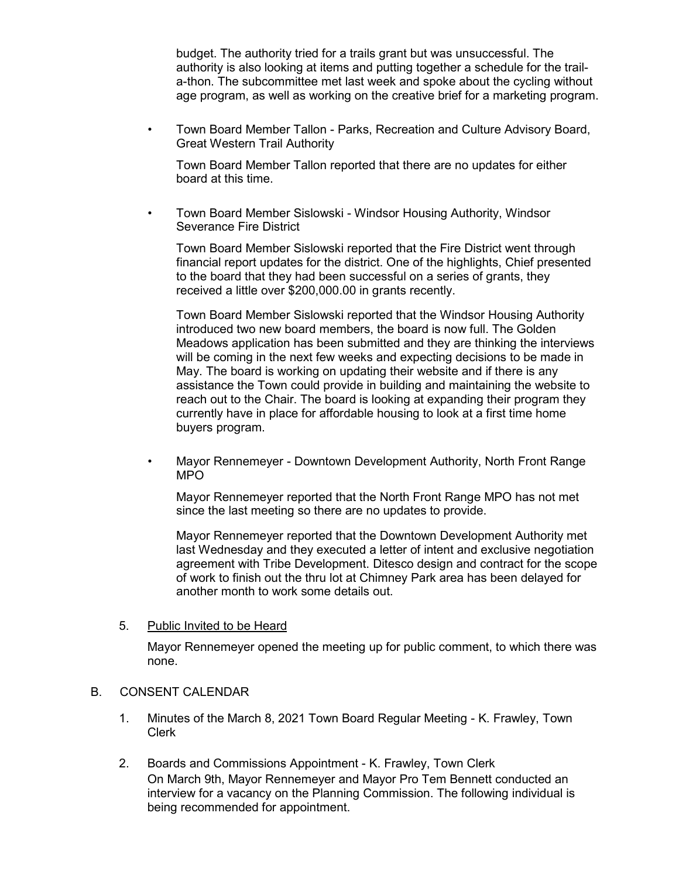budget. The authority tried for a trails grant but was unsuccessful. The authority is also looking at items and putting together a schedule for the trail-a-thon. The subcommittee met last week and spoke about the cycling without age program, as well as working on the creative brief for a marketing program.

- Town Board Member Tallon - Parks, Recreation and Culture Advisory Board, Great Western Trail Authority

  Town Board Member Tallon reported that there are no updates for either board at this time.

- Town Board Member Sislowski - Windsor Housing Authority, Windsor Severance Fire District

  Town Board Member Sislowski reported that the Fire District went through financial report updates for the district. One of the highlights, Chief presented to the board that they had been successful on a series of grants, they received a little over $200,000.00 in grants recently.

  Town Board Member Sislowski reported that the Windsor Housing Authority introduced two new board members, the board is now full. The Golden Meadows application has been submitted and they are thinking the interviews will be coming in the next few weeks and expecting decisions to be made in May. The board is working on updating their website and if there is any assistance the Town could provide in building and maintaining the website to reach out to the Chair. The board is looking at expanding their program they currently have in place for affordable housing to look at a first time home buyers program.

- Mayor Rennemeyer - Downtown Development Authority, North Front Range MPO

  Mayor Rennemeyer reported that the North Front Range MPO has not met since the last meeting so there are no updates to provide.

  Mayor Rennemeyer reported that the Downtown Development Authority met last Wednesday and they executed a letter of intent and exclusive negotiation agreement with Tribe Development. Ditesco design and contract for the scope of work to finish out the thru lot at Chimney Park area has been delayed for another month to work some details out.

5. Public Invited to be Heard

   Mayor Rennemeyer opened the meeting up for public comment, to which there was none.

B. CONSENT CALENDAR

1. Minutes of the March 8, 2021 Town Board Regular Meeting - K. Frawley, Town Clerk

2. Boards and Commissions Appointment - K. Frawley, Town Clerk

   On March 9th, Mayor Rennemeyer and Mayor Pro Tem Bennett conducted an interview for a vacancy on the Planning Commission. The following individual is being recommended for appointment.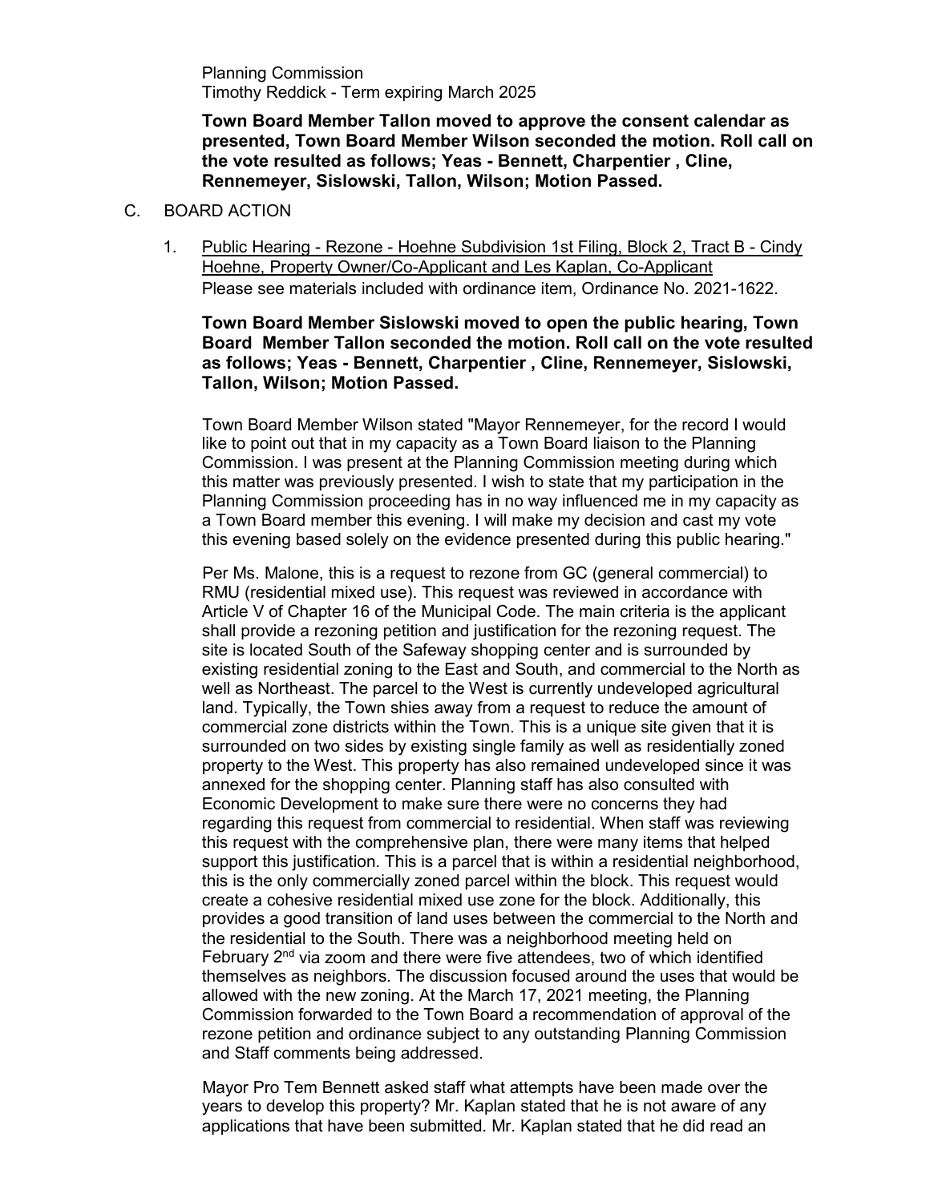Planning Commission
Timothy Reddick - Term expiring March 2025

**Town Board Member Tallon moved to approve the consent calendar as presented, Town Board Member Wilson seconded the motion. Roll call on the vote resulted as follows; Yeas - Bennett, Charpentier , Cline, Rennemeyer, Sislowski, Tallon, Wilson; Motion Passed.**

C. BOARD ACTION

1. Public Hearing - Rezone - Hoehne Subdivision 1st Filing, Block 2, Tract B - Cindy Hoehne, Property Owner/Co-Applicant and Les Kaplan, Co-Applicant
Please see materials included with ordinance item, Ordinance No. 2021-1622.

**Town Board Member Sislowski moved to open the public hearing, Town Board Member Tallon seconded the motion. Roll call on the vote resulted as follows; Yeas - Bennett, Charpentier , Cline, Rennemeyer, Sislowski, Tallon, Wilson; Motion Passed.**

Town Board Member Wilson stated "Mayor Rennemeyer, for the record I would like to point out that in my capacity as a Town Board liaison to the Planning Commission. I was present at the Planning Commission meeting during which this matter was previously presented. I wish to state that my participation in the Planning Commission proceeding has in no way influenced me in my capacity as a Town Board member this evening. I will make my decision and cast my vote this evening based solely on the evidence presented during this public hearing."

Per Ms. Malone, this is a request to rezone from GC (general commercial) to RMU (residential mixed use). This request was reviewed in accordance with Article V of Chapter 16 of the Municipal Code. The main criteria is the applicant shall provide a rezoning petition and justification for the rezoning request. The site is located South of the Safeway shopping center and is surrounded by existing residential zoning to the East and South, and commercial to the North as well as Northeast. The parcel to the West is currently undeveloped agricultural land. Typically, the Town shies away from a request to reduce the amount of commercial zone districts within the Town. This is a unique site given that it is surrounded on two sides by existing single family as well as residentially zoned property to the West. This property has also remained undeveloped since it was annexed for the shopping center. Planning staff has also consulted with Economic Development to make sure there were no concerns they had regarding this request from commercial to residential. When staff was reviewing this request with the comprehensive plan, there were many items that helped support this justification. This is a parcel that is within a residential neighborhood, this is the only commercially zoned parcel within the block. This request would create a cohesive residential mixed use zone for the block. Additionally, this provides a good transition of land uses between the commercial to the North and the residential to the South. There was a neighborhood meeting held on February 2nd via zoom and there were five attendees, two of which identified themselves as neighbors. The discussion focused around the uses that would be allowed with the new zoning. At the March 17, 2021 meeting, the Planning Commission forwarded to the Town Board a recommendation of approval of the rezone petition and ordinance subject to any outstanding Planning Commission and Staff comments being addressed.

Mayor Pro Tem Bennett asked staff what attempts have been made over the years to develop this property? Mr. Kaplan stated that he is not aware of any applications that have been submitted. Mr. Kaplan stated that he did read an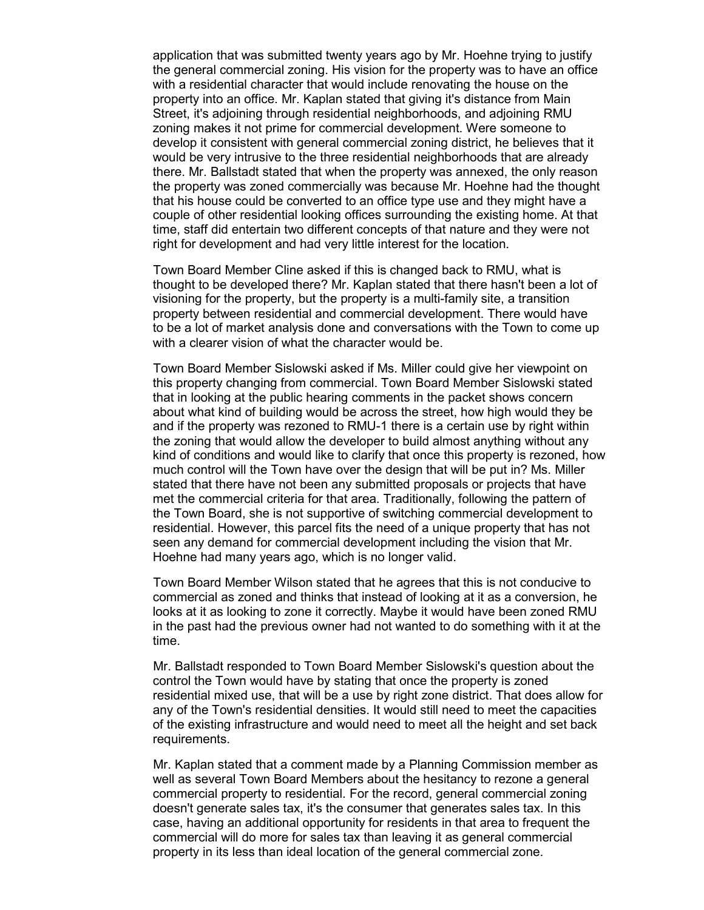application that was submitted twenty years ago by Mr. Hoehne trying to justify the general commercial zoning. His vision for the property was to have an office with a residential character that would include renovating the house on the property into an office. Mr. Kaplan stated that giving it's distance from Main Street, it's adjoining through residential neighborhoods, and adjoining RMU zoning makes it not prime for commercial development. Were someone to develop it consistent with general commercial zoning district, he believes that it would be very intrusive to the three residential neighborhoods that are already there. Mr. Ballstadt stated that when the property was annexed, the only reason the property was zoned commercially was because Mr. Hoehne had the thought that his house could be converted to an office type use and they might have a couple of other residential looking offices surrounding the existing home. At that time, staff did entertain two different concepts of that nature and they were not right for development and had very little interest for the location.

Town Board Member Cline asked if this is changed back to RMU, what is thought to be developed there? Mr. Kaplan stated that there hasn't been a lot of visioning for the property, but the property is a multi-family site, a transition property between residential and commercial development. There would have to be a lot of market analysis done and conversations with the Town to come up with a clearer vision of what the character would be.

Town Board Member Sislowski asked if Ms. Miller could give her viewpoint on this property changing from commercial. Town Board Member Sislowski stated that in looking at the public hearing comments in the packet shows concern about what kind of building would be across the street, how high would they be and if the property was rezoned to RMU-1 there is a certain use by right within the zoning that would allow the developer to build almost anything without any kind of conditions and would like to clarify that once this property is rezoned, how much control will the Town have over the design that will be put in? Ms. Miller stated that there have not been any submitted proposals or projects that have met the commercial criteria for that area. Traditionally, following the pattern of the Town Board, she is not supportive of switching commercial development to residential. However, this parcel fits the need of a unique property that has not seen any demand for commercial development including the vision that Mr. Hoehne had many years ago, which is no longer valid.

Town Board Member Wilson stated that he agrees that this is not conducive to commercial as zoned and thinks that instead of looking at it as a conversion, he looks at it as looking to zone it correctly. Maybe it would have been zoned RMU in the past had the previous owner had not wanted to do something with it at the time.

Mr. Ballstadt responded to Town Board Member Sislowski's question about the control the Town would have by stating that once the property is zoned residential mixed use, that will be a use by right zone district. That does allow for any of the Town's residential densities. It would still need to meet the capacities of the existing infrastructure and would need to meet all the height and set back requirements.

Mr. Kaplan stated that a comment made by a Planning Commission member as well as several Town Board Members about the hesitancy to rezone a general commercial property to residential. For the record, general commercial zoning doesn't generate sales tax, it's the consumer that generates sales tax. In this case, having an additional opportunity for residents in that area to frequent the commercial will do more for sales tax than leaving it as general commercial property in its less than ideal location of the general commercial zone.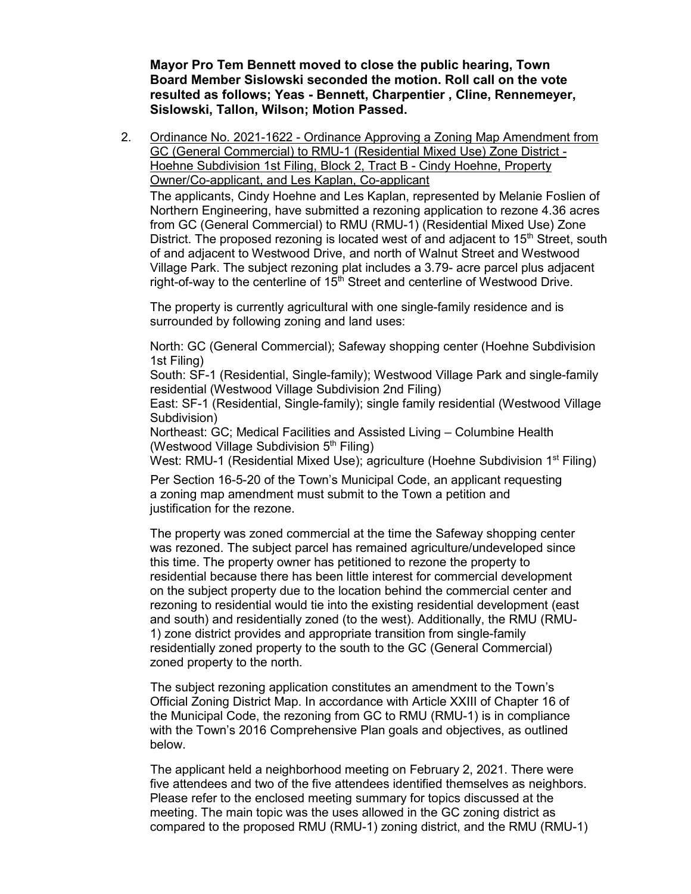**Mayor Pro Tem Bennett moved to close the public hearing, Town Board Member Sislowski seconded the motion. Roll call on the vote resulted as follows; Yeas - Bennett, Charpentier , Cline, Rennemeyer, Sislowski, Tallon, Wilson; Motion Passed.**

2. Ordinance No. 2021-1622 - Ordinance Approving a Zoning Map Amendment from GC (General Commercial) to RMU-1 (Residential Mixed Use) Zone District - Hoehne Subdivision 1st Filing, Block 2, Tract B - Cindy Hoehne, Property Owner/Co-applicant, and Les Kaplan, Co-applicant

   The applicants, Cindy Hoehne and Les Kaplan, represented by Melanie Foslien of Northern Engineering, have submitted a rezoning application to rezone 4.36 acres from GC (General Commercial) to RMU (RMU-1) (Residential Mixed Use) Zone District. The proposed rezoning is located west of and adjacent to 15th Street, south of and adjacent to Westwood Drive, and north of Walnut Street and Westwood Village Park. The subject rezoning plat includes a 3.79- acre parcel plus adjacent right-of-way to the centerline of 15th Street and centerline of Westwood Drive.

   The property is currently agricultural with one single-family residence and is surrounded by following zoning and land uses:

   North: GC (General Commercial); Safeway shopping center (Hoehne Subdivision 1st Filing)
   South: SF-1 (Residential, Single-family); Westwood Village Park and single-family residential (Westwood Village Subdivision 2nd Filing)
   East: SF-1 (Residential, Single-family); single family residential (Westwood Village Subdivision)
   Northeast: GC; Medical Facilities and Assisted Living – Columbine Health (Westwood Village Subdivision 5th Filing)
   West: RMU-1 (Residential Mixed Use); agriculture (Hoehne Subdivision 1st Filing)

   Per Section 16-5-20 of the Town's Municipal Code, an applicant requesting a zoning map amendment must submit to the Town a petition and justification for the rezone.

   The property was zoned commercial at the time the Safeway shopping center was rezoned. The subject parcel has remained agriculture/undeveloped since this time. The property owner has petitioned to rezone the property to residential because there has been little interest for commercial development on the subject property due to the location behind the commercial center and rezoning to residential would tie into the existing residential development (east and south) and residentially zoned (to the west). Additionally, the RMU (RMU-1) zone district provides and appropriate transition from single-family residentially zoned property to the south to the GC (General Commercial) zoned property to the north.

   The subject rezoning application constitutes an amendment to the Town's Official Zoning District Map. In accordance with Article XXIII of Chapter 16 of the Municipal Code, the rezoning from GC to RMU (RMU-1) is in compliance with the Town's 2016 Comprehensive Plan goals and objectives, as outlined below.

   The applicant held a neighborhood meeting on February 2, 2021. There were five attendees and two of the five attendees identified themselves as neighbors. Please refer to the enclosed meeting summary for topics discussed at the meeting. The main topic was the uses allowed in the GC zoning district as compared to the proposed RMU (RMU-1) zoning district, and the RMU (RMU-1)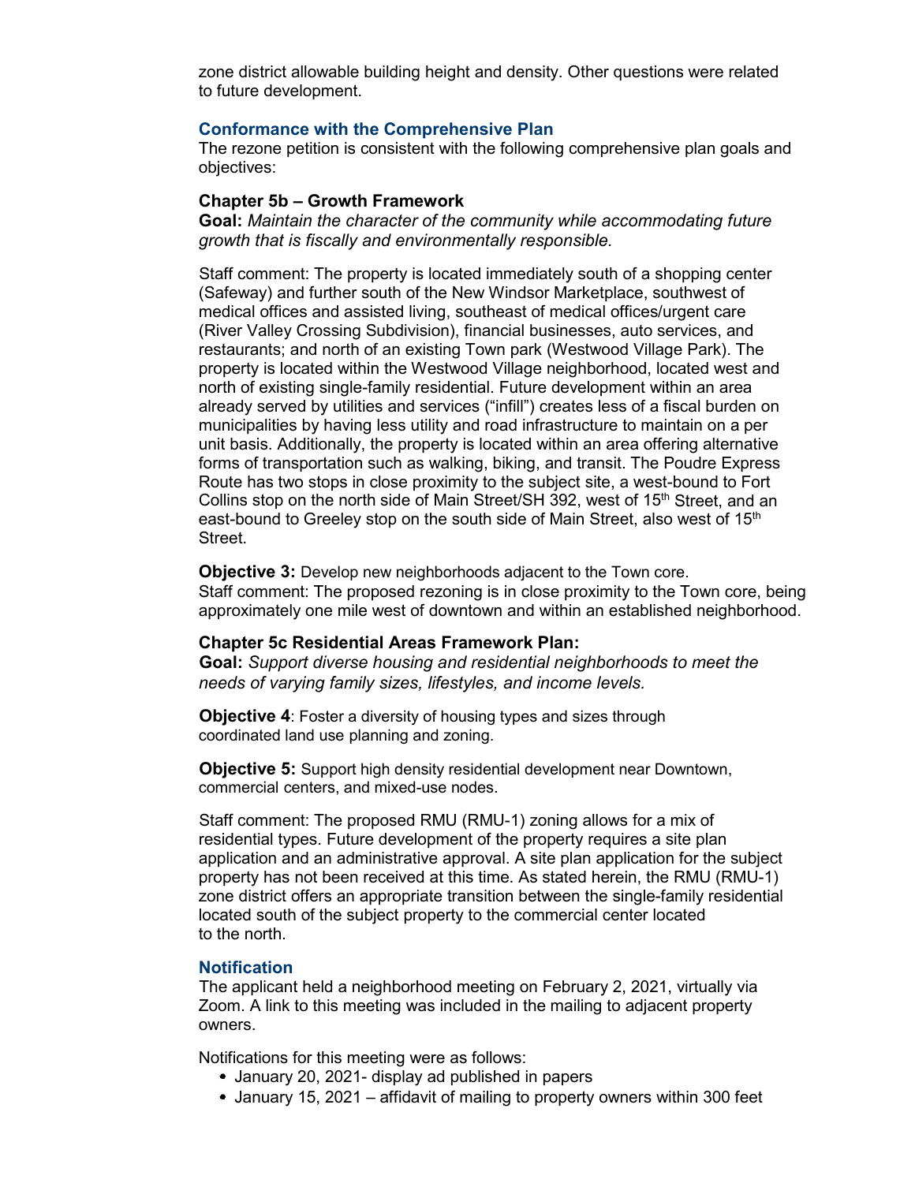zone district allowable building height and density. Other questions were related to future development.

## Conformance with the Comprehensive Plan

The rezone petition is consistent with the following comprehensive plan goals and objectives:

### Chapter 5b – Growth Framework

**Goal:** *Maintain the character of the community while accommodating future growth that is fiscally and environmentally responsible.*

Staff comment: The property is located immediately south of a shopping center (Safeway) and further south of the New Windsor Marketplace, southwest of medical offices and assisted living, southeast of medical offices/urgent care (River Valley Crossing Subdivision), financial businesses, auto services, and restaurants; and north of an existing Town park (Westwood Village Park). The property is located within the Westwood Village neighborhood, located west and north of existing single-family residential. Future development within an area already served by utilities and services ("infill") creates less of a fiscal burden on municipalities by having less utility and road infrastructure to maintain on a per unit basis. Additionally, the property is located within an area offering alternative forms of transportation such as walking, biking, and transit. The Poudre Express Route has two stops in close proximity to the subject site, a west-bound to Fort Collins stop on the north side of Main Street/SH 392, west of 15th Street, and an east-bound to Greeley stop on the south side of Main Street, also west of 15th Street.

**Objective 3:** Develop new neighborhoods adjacent to the Town core.
Staff comment: The proposed rezoning is in close proximity to the Town core, being approximately one mile west of downtown and within an established neighborhood.

### Chapter 5c Residential Areas Framework Plan:

**Goal:** *Support diverse housing and residential neighborhoods to meet the needs of varying family sizes, lifestyles, and income levels.*

**Objective 4**: Foster a diversity of housing types and sizes through coordinated land use planning and zoning.

**Objective 5:** Support high density residential development near Downtown, commercial centers, and mixed-use nodes.

Staff comment: The proposed RMU (RMU-1) zoning allows for a mix of residential types. Future development of the property requires a site plan application and an administrative approval. A site plan application for the subject property has not been received at this time. As stated herein, the RMU (RMU-1) zone district offers an appropriate transition between the single-family residential located south of the subject property to the commercial center located to the north.

## Notification

The applicant held a neighborhood meeting on February 2, 2021, virtually via Zoom. A link to this meeting was included in the mailing to adjacent property owners.

Notifications for this meeting were as follows:

- January 20, 2021- display ad published in papers
- January 15, 2021 – affidavit of mailing to property owners within 300 feet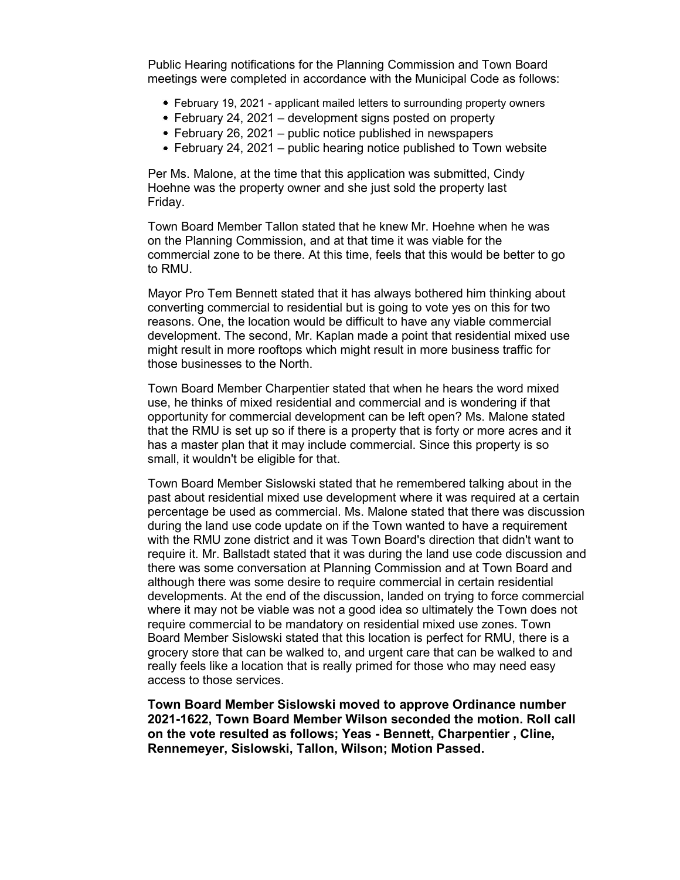Public Hearing notifications for the Planning Commission and Town Board meetings were completed in accordance with the Municipal Code as follows:

- February 19, 2021 - applicant mailed letters to surrounding property owners
- February 24, 2021 – development signs posted on property
- February 26, 2021 – public notice published in newspapers
- February 24, 2021 – public hearing notice published to Town website

Per Ms. Malone, at the time that this application was submitted, Cindy Hoehne was the property owner and she just sold the property last Friday.

Town Board Member Tallon stated that he knew Mr. Hoehne when he was on the Planning Commission, and at that time it was viable for the commercial zone to be there. At this time, feels that this would be better to go to RMU.

Mayor Pro Tem Bennett stated that it has always bothered him thinking about converting commercial to residential but is going to vote yes on this for two reasons. One, the location would be difficult to have any viable commercial development. The second, Mr. Kaplan made a point that residential mixed use might result in more rooftops which might result in more business traffic for those businesses to the North.

Town Board Member Charpentier stated that when he hears the word mixed use, he thinks of mixed residential and commercial and is wondering if that opportunity for commercial development can be left open? Ms. Malone stated that the RMU is set up so if there is a property that is forty or more acres and it has a master plan that it may include commercial. Since this property is so small, it wouldn't be eligible for that.

Town Board Member Sislowski stated that he remembered talking about in the past about residential mixed use development where it was required at a certain percentage be used as commercial. Ms. Malone stated that there was discussion during the land use code update on if the Town wanted to have a requirement with the RMU zone district and it was Town Board's direction that didn't want to require it. Mr. Ballstadt stated that it was during the land use code discussion and there was some conversation at Planning Commission and at Town Board and although there was some desire to require commercial in certain residential developments. At the end of the discussion, landed on trying to force commercial where it may not be viable was not a good idea so ultimately the Town does not require commercial to be mandatory on residential mixed use zones. Town Board Member Sislowski stated that this location is perfect for RMU, there is a grocery store that can be walked to, and urgent care that can be walked to and really feels like a location that is really primed for those who may need easy access to those services.

**Town Board Member Sislowski moved to approve Ordinance number 2021-1622, Town Board Member Wilson seconded the motion. Roll call on the vote resulted as follows; Yeas - Bennett, Charpentier , Cline, Rennemeyer, Sislowski, Tallon, Wilson; Motion Passed.**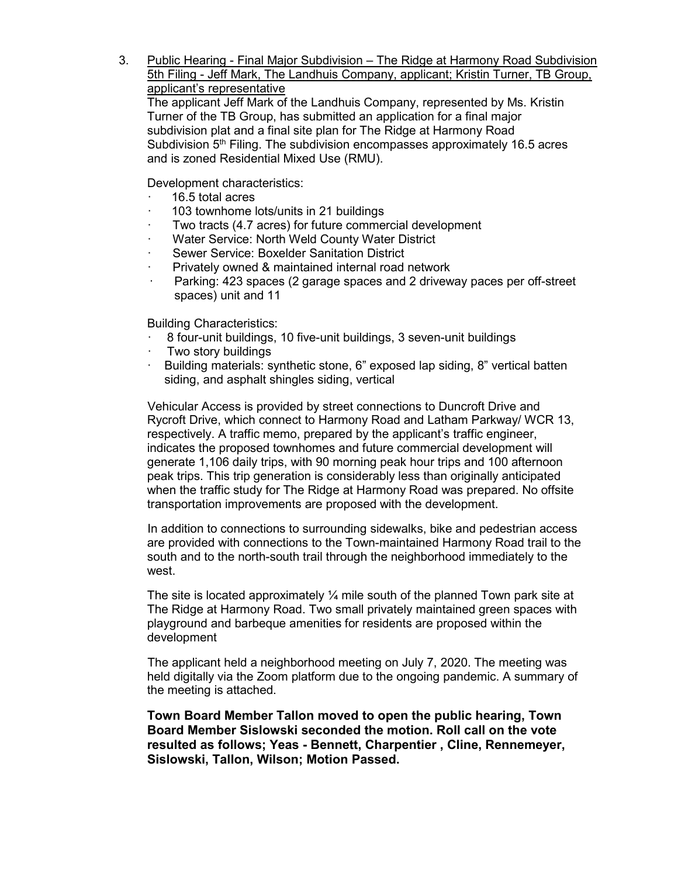3. Public Hearing - Final Major Subdivision – The Ridge at Harmony Road Subdivision 5th Filing - Jeff Mark, The Landhuis Company, applicant; Kristin Turner, TB Group, applicant's representative

The applicant Jeff Mark of the Landhuis Company, represented by Ms. Kristin Turner of the TB Group, has submitted an application for a final major subdivision plat and a final site plan for The Ridge at Harmony Road Subdivision 5th Filing. The subdivision encompasses approximately 16.5 acres and is zoned Residential Mixed Use (RMU).

Development characteristics:

- 16.5 total acres
- 103 townhome lots/units in 21 buildings
- Two tracts (4.7 acres) for future commercial development
- Water Service: North Weld County Water District
- Sewer Service: Boxelder Sanitation District
- Privately owned & maintained internal road network
- Parking: 423 spaces (2 garage spaces and 2 driveway paces per off-street spaces) unit and 11

Building Characteristics:

- 8 four-unit buildings, 10 five-unit buildings, 3 seven-unit buildings
- Two story buildings
- Building materials: synthetic stone, 6" exposed lap siding, 8" vertical batten siding, and asphalt shingles siding, vertical

Vehicular Access is provided by street connections to Duncroft Drive and Rycroft Drive, which connect to Harmony Road and Latham Parkway/ WCR 13, respectively. A traffic memo, prepared by the applicant's traffic engineer, indicates the proposed townhomes and future commercial development will generate 1,106 daily trips, with 90 morning peak hour trips and 100 afternoon peak trips. This trip generation is considerably less than originally anticipated when the traffic study for The Ridge at Harmony Road was prepared. No offsite transportation improvements are proposed with the development.

In addition to connections to surrounding sidewalks, bike and pedestrian access are provided with connections to the Town-maintained Harmony Road trail to the south and to the north-south trail through the neighborhood immediately to the west.

The site is located approximately ¼ mile south of the planned Town park site at The Ridge at Harmony Road. Two small privately maintained green spaces with playground and barbeque amenities for residents are proposed within the development

The applicant held a neighborhood meeting on July 7, 2020. The meeting was held digitally via the Zoom platform due to the ongoing pandemic. A summary of the meeting is attached.

**Town Board Member Tallon moved to open the public hearing, Town Board Member Sislowski seconded the motion. Roll call on the vote resulted as follows; Yeas - Bennett, Charpentier , Cline, Rennemeyer, Sislowski, Tallon, Wilson; Motion Passed.**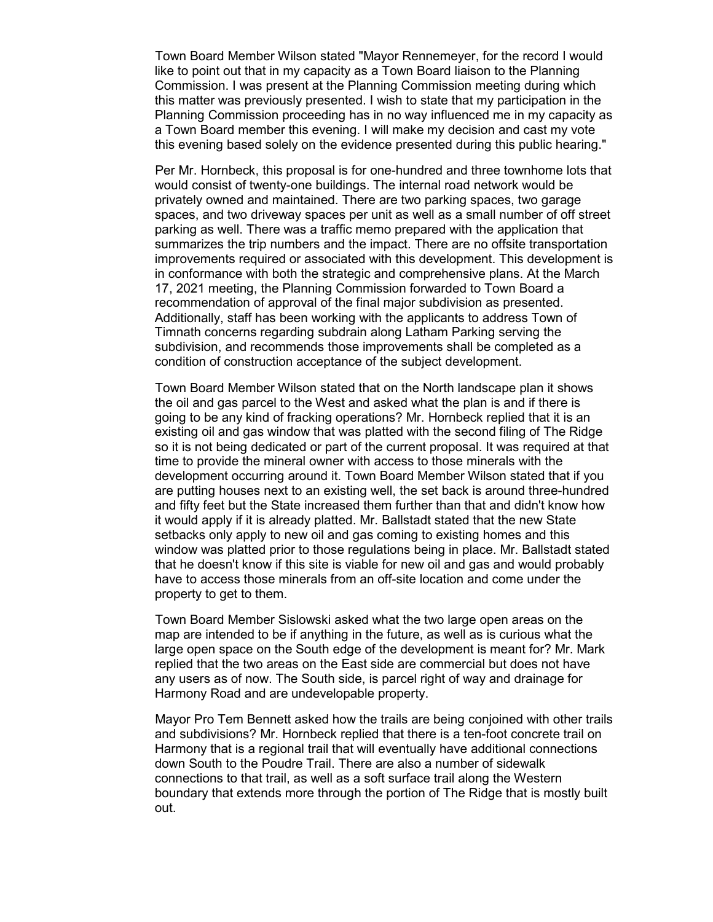Town Board Member Wilson stated "Mayor Rennemeyer, for the record I would like to point out that in my capacity as a Town Board liaison to the Planning Commission. I was present at the Planning Commission meeting during which this matter was previously presented. I wish to state that my participation in the Planning Commission proceeding has in no way influenced me in my capacity as a Town Board member this evening. I will make my decision and cast my vote this evening based solely on the evidence presented during this public hearing."

Per Mr. Hornbeck, this proposal is for one-hundred and three townhome lots that would consist of twenty-one buildings. The internal road network would be privately owned and maintained. There are two parking spaces, two garage spaces, and two driveway spaces per unit as well as a small number of off street parking as well. There was a traffic memo prepared with the application that summarizes the trip numbers and the impact. There are no offsite transportation improvements required or associated with this development. This development is in conformance with both the strategic and comprehensive plans. At the March 17, 2021 meeting, the Planning Commission forwarded to Town Board a recommendation of approval of the final major subdivision as presented. Additionally, staff has been working with the applicants to address Town of Timnath concerns regarding subdrain along Latham Parking serving the subdivision, and recommends those improvements shall be completed as a condition of construction acceptance of the subject development.

Town Board Member Wilson stated that on the North landscape plan it shows the oil and gas parcel to the West and asked what the plan is and if there is going to be any kind of fracking operations? Mr. Hornbeck replied that it is an existing oil and gas window that was platted with the second filing of The Ridge so it is not being dedicated or part of the current proposal. It was required at that time to provide the mineral owner with access to those minerals with the development occurring around it. Town Board Member Wilson stated that if you are putting houses next to an existing well, the set back is around three-hundred and fifty feet but the State increased them further than that and didn't know how it would apply if it is already platted. Mr. Ballstadt stated that the new State setbacks only apply to new oil and gas coming to existing homes and this window was platted prior to those regulations being in place. Mr. Ballstadt stated that he doesn't know if this site is viable for new oil and gas and would probably have to access those minerals from an off-site location and come under the property to get to them.

Town Board Member Sislowski asked what the two large open areas on the map are intended to be if anything in the future, as well as is curious what the large open space on the South edge of the development is meant for? Mr. Mark replied that the two areas on the East side are commercial but does not have any users as of now. The South side, is parcel right of way and drainage for Harmony Road and are undevelopable property.

Mayor Pro Tem Bennett asked how the trails are being conjoined with other trails and subdivisions? Mr. Hornbeck replied that there is a ten-foot concrete trail on Harmony that is a regional trail that will eventually have additional connections down South to the Poudre Trail. There are also a number of sidewalk connections to that trail, as well as a soft surface trail along the Western boundary that extends more through the portion of The Ridge that is mostly built out.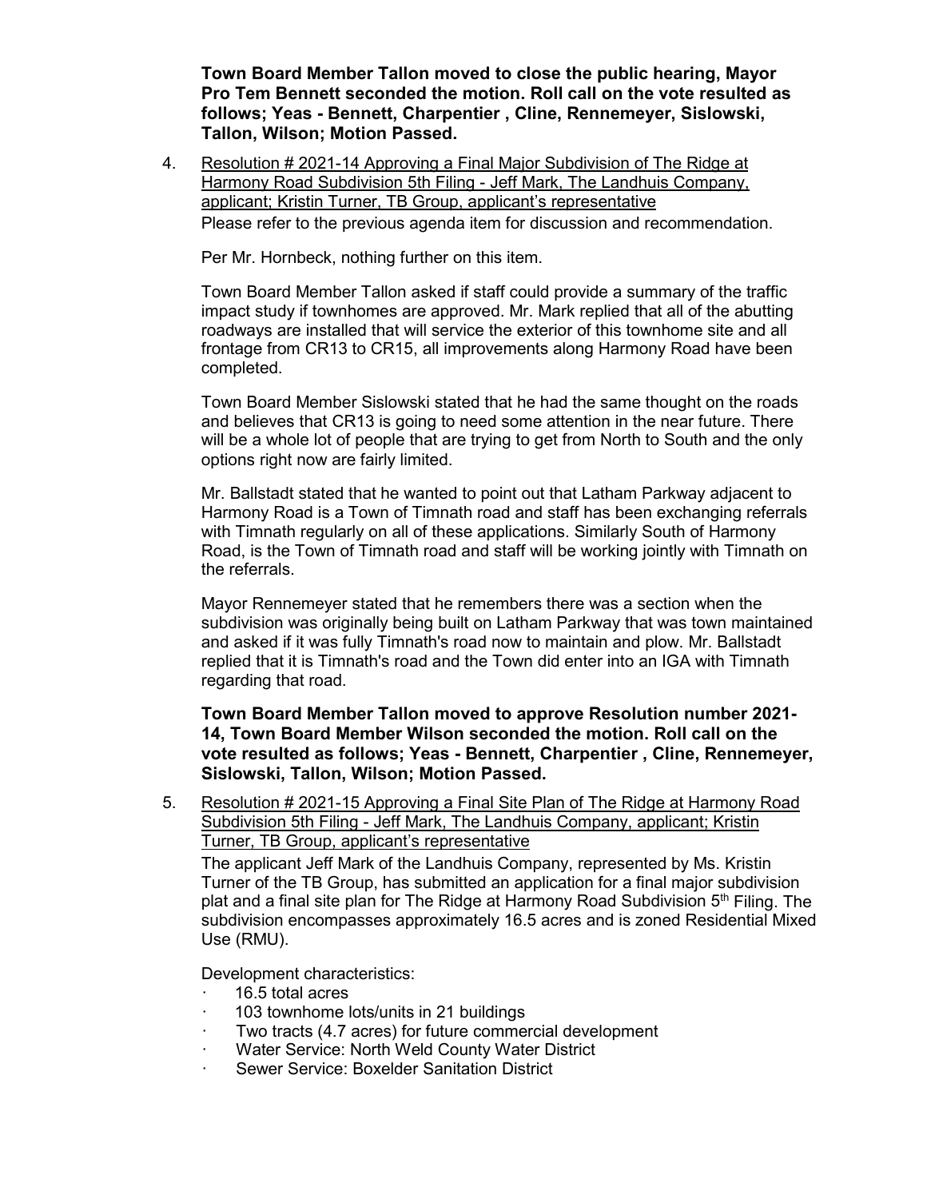**Town Board Member Tallon moved to close the public hearing, Mayor Pro Tem Bennett seconded the motion. Roll call on the vote resulted as follows; Yeas - Bennett, Charpentier , Cline, Rennemeyer, Sislowski, Tallon, Wilson; Motion Passed.**

4. Resolution # 2021-14 Approving a Final Major Subdivision of The Ridge at Harmony Road Subdivision 5th Filing - Jeff Mark, The Landhuis Company, applicant; Kristin Turner, TB Group, applicant's representative

   Please refer to the previous agenda item for discussion and recommendation.

   Per Mr. Hornbeck, nothing further on this item.

   Town Board Member Tallon asked if staff could provide a summary of the traffic impact study if townhomes are approved. Mr. Mark replied that all of the abutting roadways are installed that will service the exterior of this townhome site and all frontage from CR13 to CR15, all improvements along Harmony Road have been completed.

   Town Board Member Sislowski stated that he had the same thought on the roads and believes that CR13 is going to need some attention in the near future. There will be a whole lot of people that are trying to get from North to South and the only options right now are fairly limited.

   Mr. Ballstadt stated that he wanted to point out that Latham Parkway adjacent to Harmony Road is a Town of Timnath road and staff has been exchanging referrals with Timnath regularly on all of these applications. Similarly South of Harmony Road, is the Town of Timnath road and staff will be working jointly with Timnath on the referrals.

   Mayor Rennemeyer stated that he remembers there was a section when the subdivision was originally being built on Latham Parkway that was town maintained and asked if it was fully Timnath's road now to maintain and plow. Mr. Ballstadt replied that it is Timnath's road and the Town did enter into an IGA with Timnath regarding that road.

   **Town Board Member Tallon moved to approve Resolution number 2021-14, Town Board Member Wilson seconded the motion. Roll call on the vote resulted as follows; Yeas - Bennett, Charpentier , Cline, Rennemeyer, Sislowski, Tallon, Wilson; Motion Passed.**

5. Resolution # 2021-15 Approving a Final Site Plan of The Ridge at Harmony Road Subdivision 5th Filing - Jeff Mark, The Landhuis Company, applicant; Kristin Turner, TB Group, applicant's representative

   The applicant Jeff Mark of the Landhuis Company, represented by Ms. Kristin Turner of the TB Group, has submitted an application for a final major subdivision plat and a final site plan for The Ridge at Harmony Road Subdivision 5th Filing. The subdivision encompasses approximately 16.5 acres and is zoned Residential Mixed Use (RMU).

   Development characteristics:

   - 16.5 total acres
   - 103 townhome lots/units in 21 buildings
   - Two tracts (4.7 acres) for future commercial development
   - Water Service: North Weld County Water District
   - Sewer Service: Boxelder Sanitation District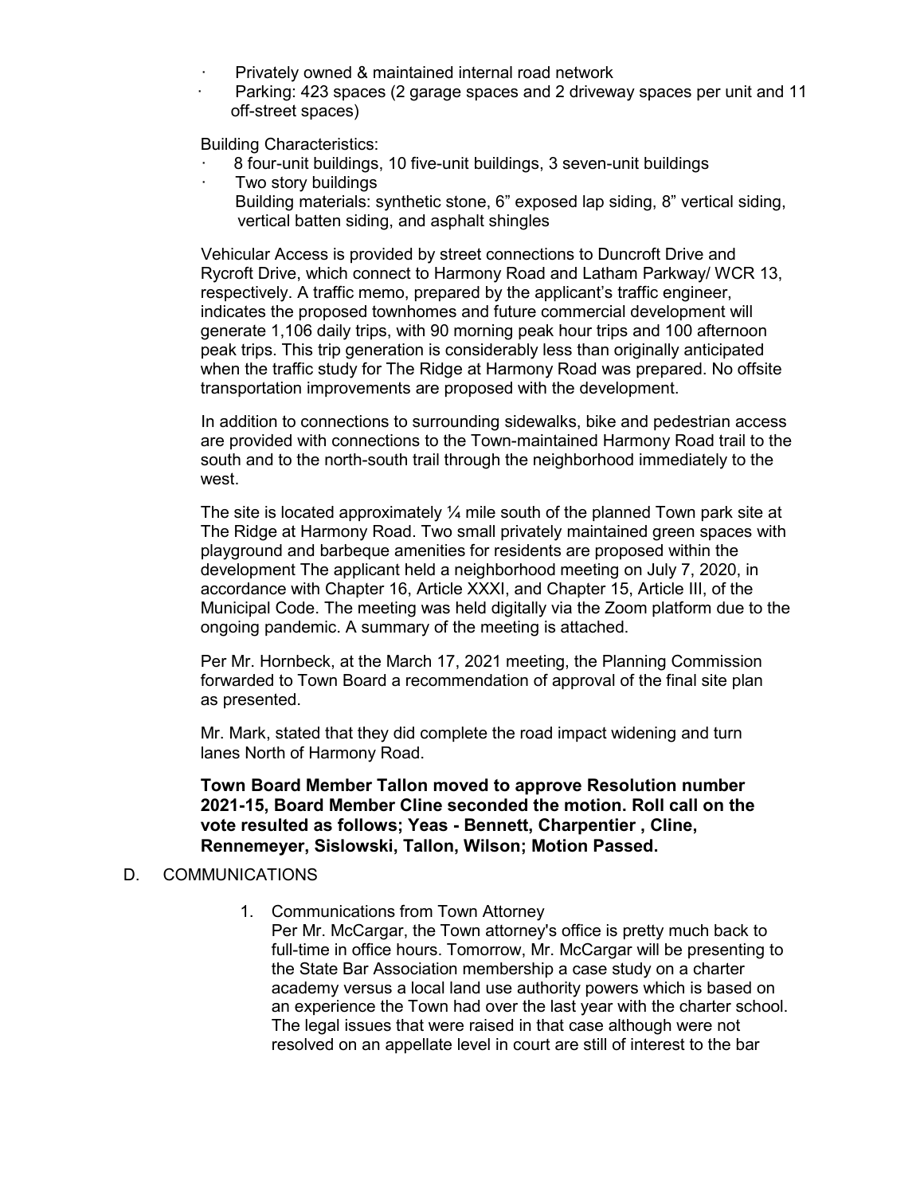- Privately owned & maintained internal road network
- Parking: 423 spaces (2 garage spaces and 2 driveway spaces per unit and 11 off-street spaces)

Building Characteristics:

- 8 four-unit buildings, 10 five-unit buildings, 3 seven-unit buildings
- Two story buildings
  Building materials: synthetic stone, 6" exposed lap siding, 8" vertical siding, vertical batten siding, and asphalt shingles

Vehicular Access is provided by street connections to Duncroft Drive and Rycroft Drive, which connect to Harmony Road and Latham Parkway/ WCR 13, respectively. A traffic memo, prepared by the applicant's traffic engineer, indicates the proposed townhomes and future commercial development will generate 1,106 daily trips, with 90 morning peak hour trips and 100 afternoon peak trips. This trip generation is considerably less than originally anticipated when the traffic study for The Ridge at Harmony Road was prepared. No offsite transportation improvements are proposed with the development.

In addition to connections to surrounding sidewalks, bike and pedestrian access are provided with connections to the Town-maintained Harmony Road trail to the south and to the north-south trail through the neighborhood immediately to the west.

The site is located approximately ¼ mile south of the planned Town park site at The Ridge at Harmony Road. Two small privately maintained green spaces with playground and barbeque amenities for residents are proposed within the development The applicant held a neighborhood meeting on July 7, 2020, in accordance with Chapter 16, Article XXXI, and Chapter 15, Article III, of the Municipal Code. The meeting was held digitally via the Zoom platform due to the ongoing pandemic. A summary of the meeting is attached.

Per Mr. Hornbeck, at the March 17, 2021 meeting, the Planning Commission forwarded to Town Board a recommendation of approval of the final site plan as presented.

Mr. Mark, stated that they did complete the road impact widening and turn lanes North of Harmony Road.

**Town Board Member Tallon moved to approve Resolution number 2021-15, Board Member Cline seconded the motion. Roll call on the vote resulted as follows; Yeas - Bennett, Charpentier , Cline, Rennemeyer, Sislowski, Tallon, Wilson; Motion Passed.**

D. COMMUNICATIONS

1. Communications from Town Attorney
   Per Mr. McCargar, the Town attorney's office is pretty much back to full-time in office hours. Tomorrow, Mr. McCargar will be presenting to the State Bar Association membership a case study on a charter academy versus a local land use authority powers which is based on an experience the Town had over the last year with the charter school. The legal issues that were raised in that case although were not resolved on an appellate level in court are still of interest to the bar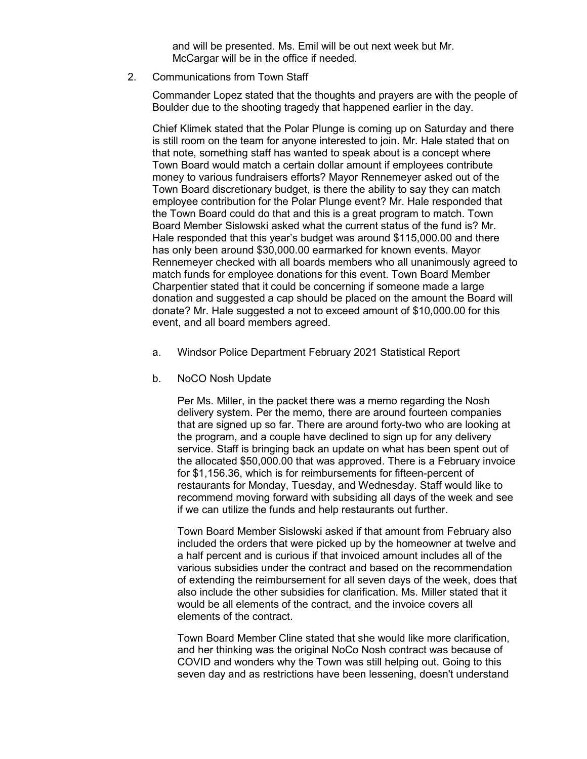and will be presented. Ms. Emil will be out next week but Mr. McCargar will be in the office if needed.

2. Communications from Town Staff

   Commander Lopez stated that the thoughts and prayers are with the people of Boulder due to the shooting tragedy that happened earlier in the day.

   Chief Klimek stated that the Polar Plunge is coming up on Saturday and there is still room on the team for anyone interested to join. Mr. Hale stated that on that note, something staff has wanted to speak about is a concept where Town Board would match a certain dollar amount if employees contribute money to various fundraisers efforts? Mayor Rennemeyer asked out of the Town Board discretionary budget, is there the ability to say they can match employee contribution for the Polar Plunge event? Mr. Hale responded that the Town Board could do that and this is a great program to match. Town Board Member Sislowski asked what the current status of the fund is? Mr. Hale responded that this year's budget was around $115,000.00 and there has only been around $30,000.00 earmarked for known events. Mayor Rennemeyer checked with all boards members who all unanimously agreed to match funds for employee donations for this event. Town Board Member Charpentier stated that it could be concerning if someone made a large donation and suggested a cap should be placed on the amount the Board will donate? Mr. Hale suggested a not to exceed amount of $10,000.00 for this event, and all board members agreed.

   a. Windsor Police Department February 2021 Statistical Report

   b. NoCO Nosh Update

      Per Ms. Miller, in the packet there was a memo regarding the Nosh delivery system. Per the memo, there are around fourteen companies that are signed up so far. There are around forty-two who are looking at the program, and a couple have declined to sign up for any delivery service. Staff is bringing back an update on what has been spent out of the allocated $50,000.00 that was approved. There is a February invoice for $1,156.36, which is for reimbursements for fifteen-percent of restaurants for Monday, Tuesday, and Wednesday. Staff would like to recommend moving forward with subsiding all days of the week and see if we can utilize the funds and help restaurants out further.

      Town Board Member Sislowski asked if that amount from February also included the orders that were picked up by the homeowner at twelve and a half percent and is curious if that invoiced amount includes all of the various subsidies under the contract and based on the recommendation of extending the reimbursement for all seven days of the week, does that also include the other subsidies for clarification. Ms. Miller stated that it would be all elements of the contract, and the invoice covers all elements of the contract.

      Town Board Member Cline stated that she would like more clarification, and her thinking was the original NoCo Nosh contract was because of COVID and wonders why the Town was still helping out. Going to this seven day and as restrictions have been lessening, doesn't understand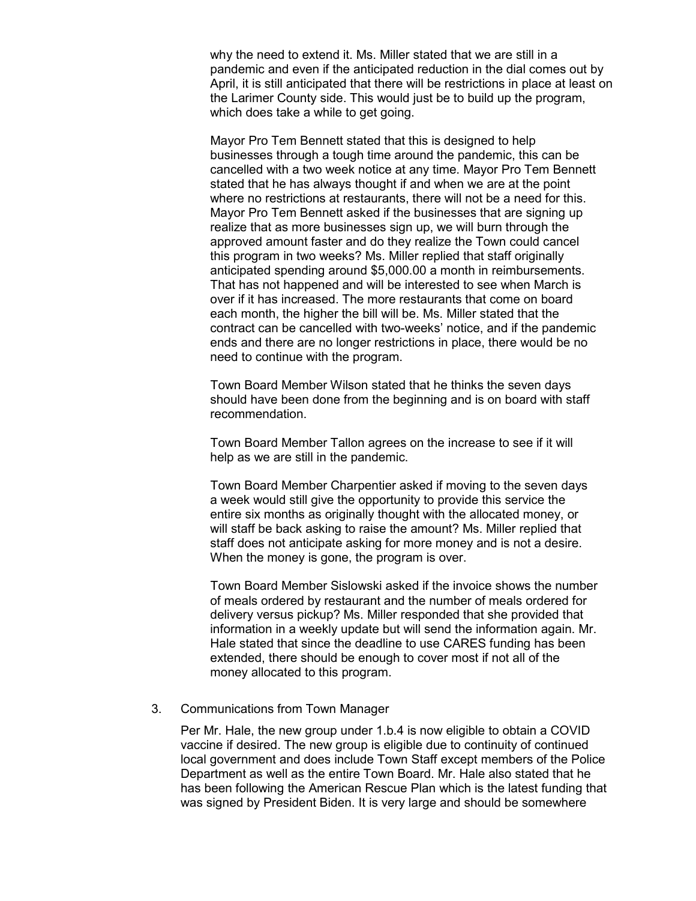why the need to extend it. Ms. Miller stated that we are still in a pandemic and even if the anticipated reduction in the dial comes out by April, it is still anticipated that there will be restrictions in place at least on the Larimer County side. This would just be to build up the program, which does take a while to get going.

Mayor Pro Tem Bennett stated that this is designed to help businesses through a tough time around the pandemic, this can be cancelled with a two week notice at any time. Mayor Pro Tem Bennett stated that he has always thought if and when we are at the point where no restrictions at restaurants, there will not be a need for this. Mayor Pro Tem Bennett asked if the businesses that are signing up realize that as more businesses sign up, we will burn through the approved amount faster and do they realize the Town could cancel this program in two weeks? Ms. Miller replied that staff originally anticipated spending around $5,000.00 a month in reimbursements. That has not happened and will be interested to see when March is over if it has increased. The more restaurants that come on board each month, the higher the bill will be. Ms. Miller stated that the contract can be cancelled with two-weeks' notice, and if the pandemic ends and there are no longer restrictions in place, there would be no need to continue with the program.

Town Board Member Wilson stated that he thinks the seven days should have been done from the beginning and is on board with staff recommendation.

Town Board Member Tallon agrees on the increase to see if it will help as we are still in the pandemic.

Town Board Member Charpentier asked if moving to the seven days a week would still give the opportunity to provide this service the entire six months as originally thought with the allocated money, or will staff be back asking to raise the amount? Ms. Miller replied that staff does not anticipate asking for more money and is not a desire. When the money is gone, the program is over.

Town Board Member Sislowski asked if the invoice shows the number of meals ordered by restaurant and the number of meals ordered for delivery versus pickup? Ms. Miller responded that she provided that information in a weekly update but will send the information again. Mr. Hale stated that since the deadline to use CARES funding has been extended, there should be enough to cover most if not all of the money allocated to this program.

3. Communications from Town Manager

Per Mr. Hale, the new group under 1.b.4 is now eligible to obtain a COVID vaccine if desired. The new group is eligible due to continuity of continued local government and does include Town Staff except members of the Police Department as well as the entire Town Board. Mr. Hale also stated that he has been following the American Rescue Plan which is the latest funding that was signed by President Biden. It is very large and should be somewhere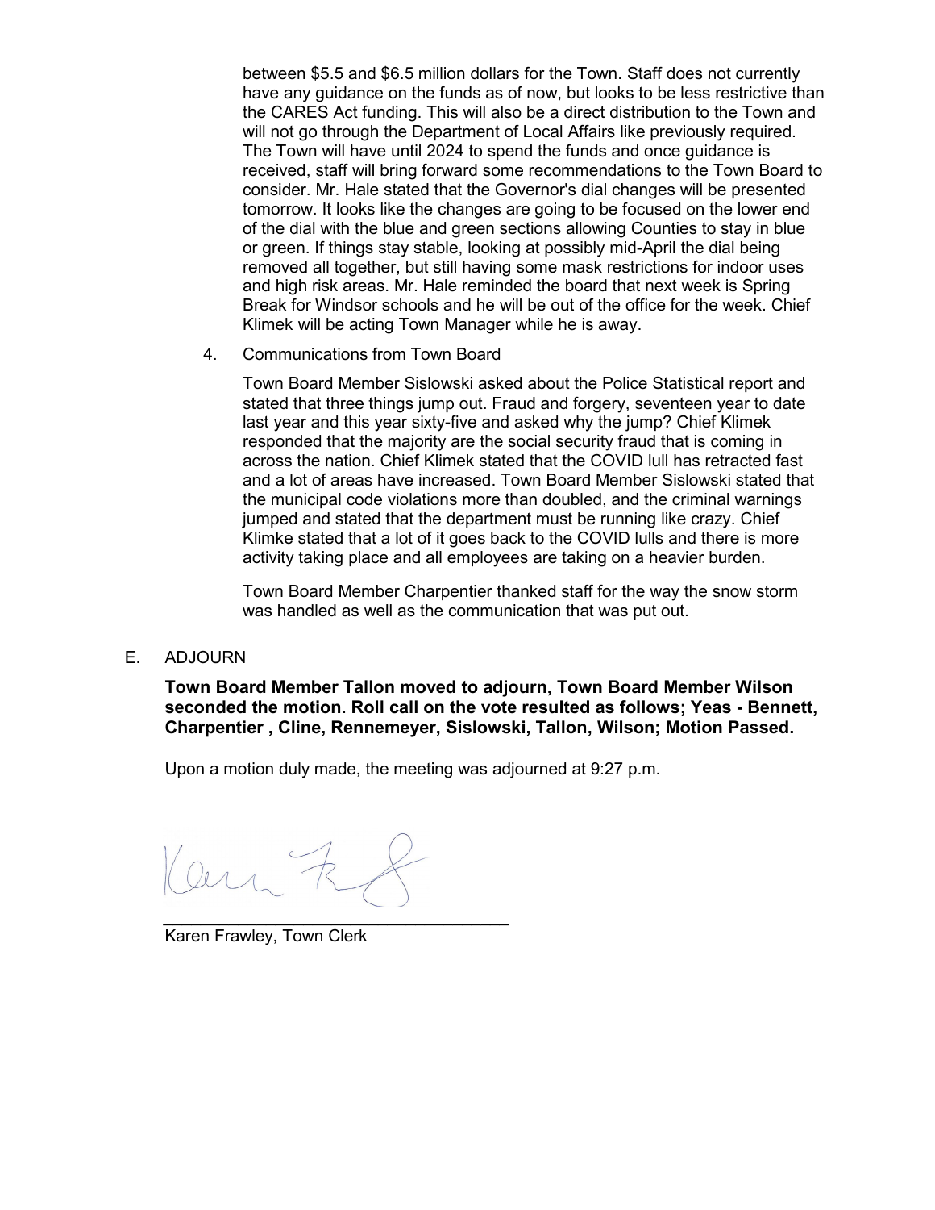between $5.5 and $6.5 million dollars for the Town. Staff does not currently have any guidance on the funds as of now, but looks to be less restrictive than the CARES Act funding. This will also be a direct distribution to the Town and will not go through the Department of Local Affairs like previously required. The Town will have until 2024 to spend the funds and once guidance is received, staff will bring forward some recommendations to the Town Board to consider. Mr. Hale stated that the Governor's dial changes will be presented tomorrow. It looks like the changes are going to be focused on the lower end of the dial with the blue and green sections allowing Counties to stay in blue or green. If things stay stable, looking at possibly mid-April the dial being removed all together, but still having some mask restrictions for indoor uses and high risk areas. Mr. Hale reminded the board that next week is Spring Break for Windsor schools and he will be out of the office for the week. Chief Klimek will be acting Town Manager while he is away.

4. Communications from Town Board

   Town Board Member Sislowski asked about the Police Statistical report and stated that three things jump out. Fraud and forgery, seventeen year to date last year and this year sixty-five and asked why the jump? Chief Klimek responded that the majority are the social security fraud that is coming in across the nation. Chief Klimek stated that the COVID lull has retracted fast and a lot of areas have increased. Town Board Member Sislowski stated that the municipal code violations more than doubled, and the criminal warnings jumped and stated that the department must be running like crazy. Chief Klimke stated that a lot of it goes back to the COVID lulls and there is more activity taking place and all employees are taking on a heavier burden.

   Town Board Member Charpentier thanked staff for the way the snow storm was handled as well as the communication that was put out.

E. ADJOURN

**Town Board Member Tallon moved to adjourn, Town Board Member Wilson seconded the motion. Roll call on the vote resulted as follows; Yeas - Bennett, Charpentier , Cline, Rennemeyer, Sislowski, Tallon, Wilson; Motion Passed.**

Upon a motion duly made, the meeting was adjourned at 9:27 p.m.

Karen Frawley, Town Clerk